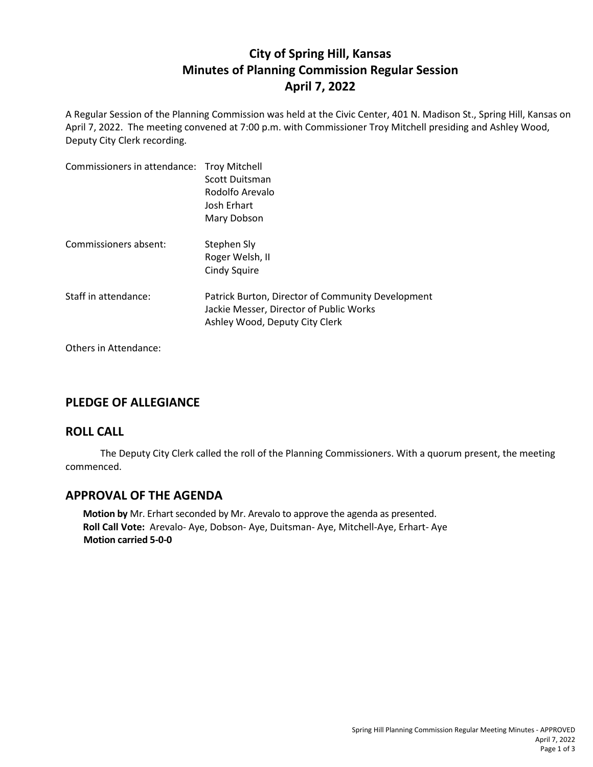# City of Spring Hill, Kansas
# Minutes of Planning Commission Regular Session
# April 7, 2022

A Regular Session of the Planning Commission was held at the Civic Center, 401 N. Madison St., Spring Hill, Kansas on April 7, 2022. The meeting convened at 7:00 p.m. with Commissioner Troy Mitchell presiding and Ashley Wood, Deputy City Clerk recording.

Commissioners in attendance: Troy Mitchell
Scott Duitsman
Rodolfo Arevalo
Josh Erhart
Mary Dobson

Commissioners absent: Stephen Sly
Roger Welsh, II
Cindy Squire

Staff in attendance: Patrick Burton, Director of Community Development
Jackie Messer, Director of Public Works
Ashley Wood, Deputy City Clerk

Others in Attendance:

## PLEDGE OF ALLEGIANCE

## ROLL CALL

The Deputy City Clerk called the roll of the Planning Commissioners. With a quorum present, the meeting commenced.

## APPROVAL OF THE AGENDA

**Motion by** Mr. Erhart seconded by Mr. Arevalo to approve the agenda as presented.
**Roll Call Vote:** Arevalo- Aye, Dobson- Aye, Duitsman- Aye, Mitchell-Aye, Erhart- Aye
**Motion carried 5-0-0**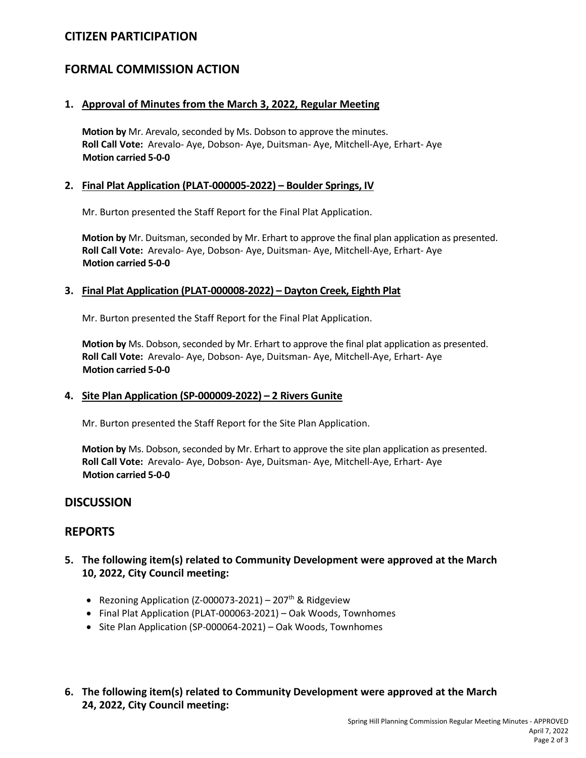## CITIZEN PARTICIPATION

## FORMAL COMMISSION ACTION

### 1. Approval of Minutes from the March 3, 2022, Regular Meeting

**Motion by** Mr. Arevalo, seconded by Ms. Dobson to approve the minutes.
**Roll Call Vote:** Arevalo- Aye, Dobson- Aye, Duitsman- Aye, Mitchell-Aye, Erhart- Aye
**Motion carried 5-0-0**

### 2. Final Plat Application (PLAT-000005-2022) – Boulder Springs, IV

Mr. Burton presented the Staff Report for the Final Plat Application.

**Motion by** Mr. Duitsman, seconded by Mr. Erhart to approve the final plan application as presented.
**Roll Call Vote:** Arevalo- Aye, Dobson- Aye, Duitsman- Aye, Mitchell-Aye, Erhart- Aye
**Motion carried 5-0-0**

### 3. Final Plat Application (PLAT-000008-2022) – Dayton Creek, Eighth Plat

Mr. Burton presented the Staff Report for the Final Plat Application.

**Motion by** Ms. Dobson, seconded by Mr. Erhart to approve the final plat application as presented.
**Roll Call Vote:** Arevalo- Aye, Dobson- Aye, Duitsman- Aye, Mitchell-Aye, Erhart- Aye
**Motion carried 5-0-0**

### 4. Site Plan Application (SP-000009-2022) – 2 Rivers Gunite

Mr. Burton presented the Staff Report for the Site Plan Application.

**Motion by** Ms. Dobson, seconded by Mr. Erhart to approve the site plan application as presented.
**Roll Call Vote:** Arevalo- Aye, Dobson- Aye, Duitsman- Aye, Mitchell-Aye, Erhart- Aye
**Motion carried 5-0-0**

## DISCUSSION

## REPORTS

### 5. The following item(s) related to Community Development were approved at the March 10, 2022, City Council meeting:

- Rezoning Application (Z-000073-2021) – 207th & Ridgeview
- Final Plat Application (PLAT-000063-2021) – Oak Woods, Townhomes
- Site Plan Application (SP-000064-2021) – Oak Woods, Townhomes

### 6. The following item(s) related to Community Development were approved at the March 24, 2022, City Council meeting: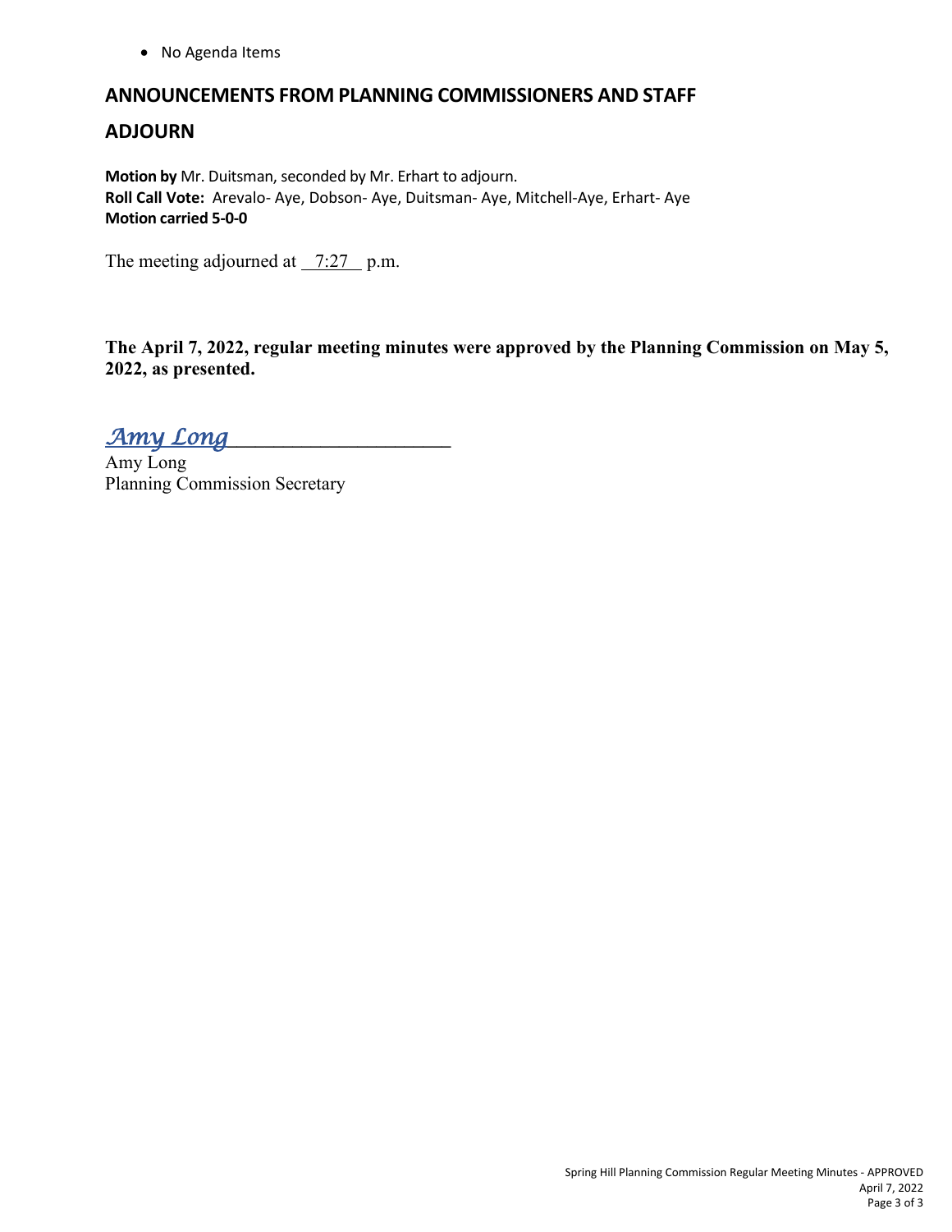- No Agenda Items

## ANNOUNCEMENTS FROM PLANNING COMMISSIONERS AND STAFF

## ADJOURN

**Motion by** Mr. Duitsman, seconded by Mr. Erhart to adjourn.
**Roll Call Vote:** Arevalo- Aye, Dobson- Aye, Duitsman- Aye, Mitchell-Aye, Erhart- Aye
**Motion carried 5-0-0**

The meeting adjourned at 7:27 p.m.

**The April 7, 2022, regular meeting minutes were approved by the Planning Commission on May 5, 2022, as presented.**

*Amy Long*

Amy Long
Planning Commission Secretary